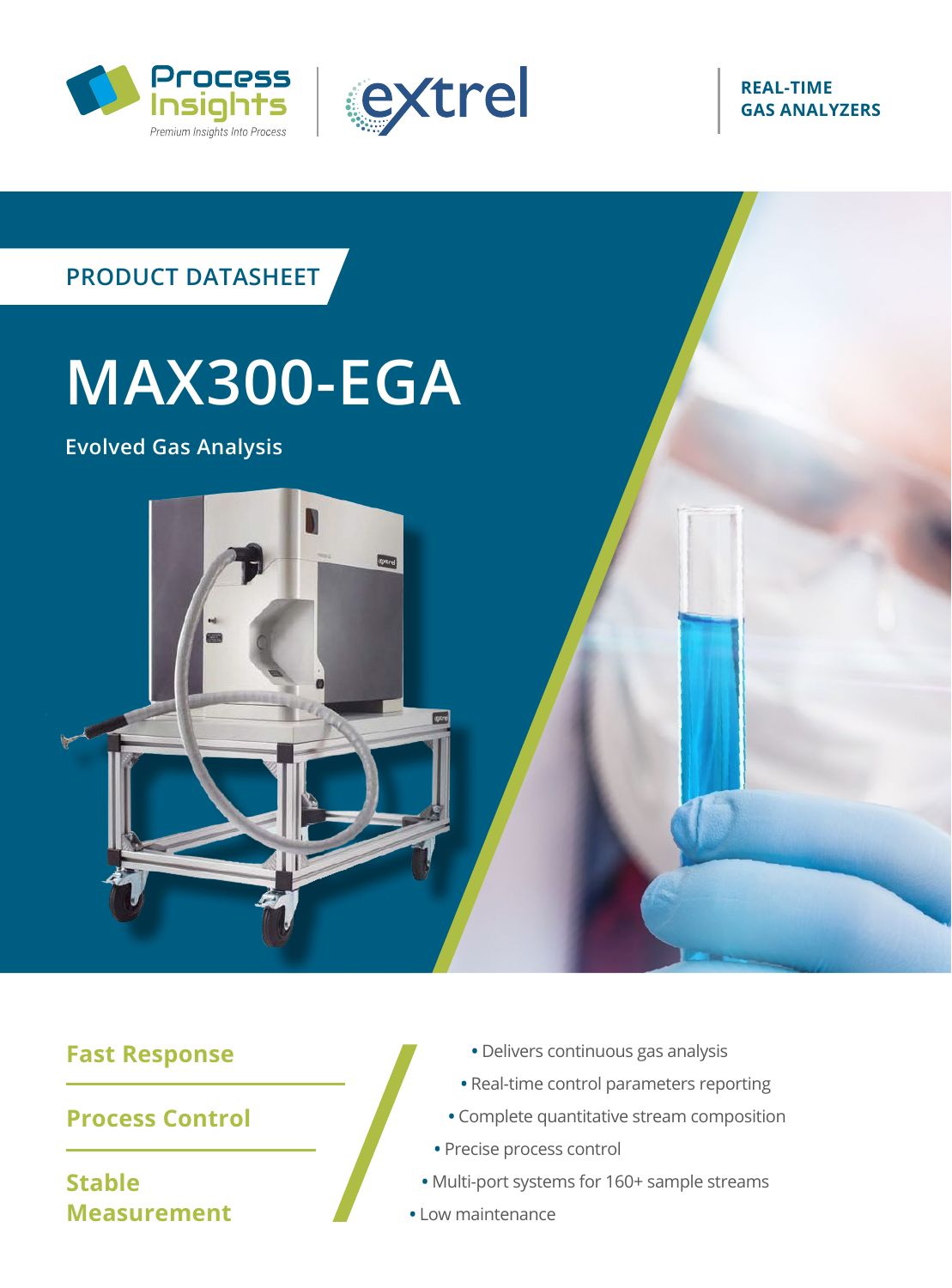Process Insights — Premium Insights Into Process | extrel

**REAL-TIME GAS ANALYZERS**

PRODUCT DATASHEET

# MAX300-EGA

## Evolved Gas Analysis

### Fast Response

### Process Control

### Stable Measurement

- Delivers continuous gas analysis
- Real-time control parameters reporting
- Complete quantitative stream composition
- Precise process control
- Multi-port systems for 160+ sample streams
- Low maintenance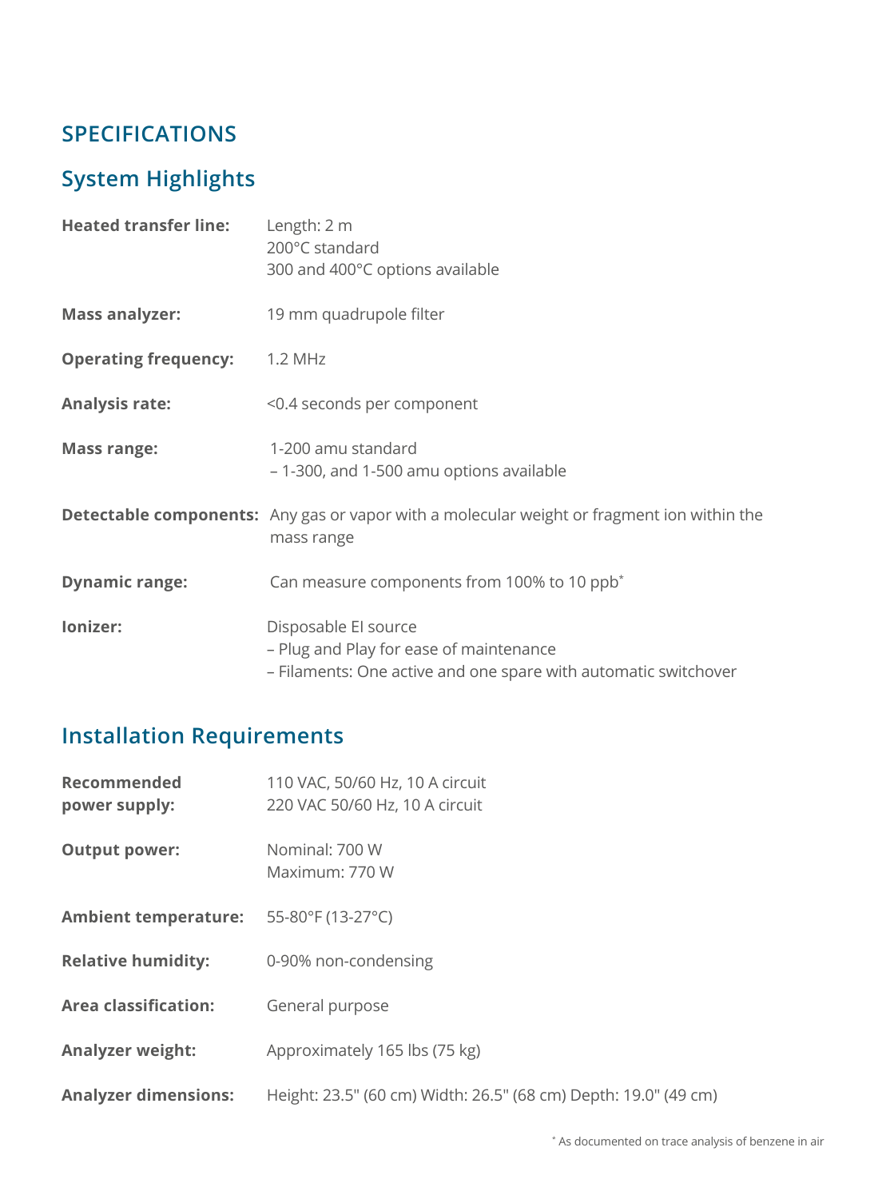# SPECIFICATIONS

## System Highlights

| | |
|---|---|
| **Heated transfer line:** | Length: 2 m<br>200°C standard<br>300 and 400°C options available |
| **Mass analyzer:** | 19 mm quadrupole filter |
| **Operating frequency:** | 1.2 MHz |
| **Analysis rate:** | <0.4 seconds per component |
| **Mass range:** | 1-200 amu standard<br>– 1-300, and 1-500 amu options available |
| **Detectable components:** | Any gas or vapor with a molecular weight or fragment ion within the mass range |
| **Dynamic range:** | Can measure components from 100% to 10 ppb* |
| **Ionizer:** | Disposable EI source<br>– Plug and Play for ease of maintenance<br>– Filaments: One active and one spare with automatic switchover |

## Installation Requirements

| | |
|---|---|
| **Recommended power supply:** | 110 VAC, 50/60 Hz, 10 A circuit<br>220 VAC 50/60 Hz, 10 A circuit |
| **Output power:** | Nominal: 700 W<br>Maximum: 770 W |
| **Ambient temperature:** | 55-80°F (13-27°C) |
| **Relative humidity:** | 0-90% non-condensing |
| **Area classification:** | General purpose |
| **Analyzer weight:** | Approximately 165 lbs (75 kg) |
| **Analyzer dimensions:** | Height: 23.5" (60 cm) Width: 26.5" (68 cm) Depth: 19.0" (49 cm) |

* As documented on trace analysis of benzene in air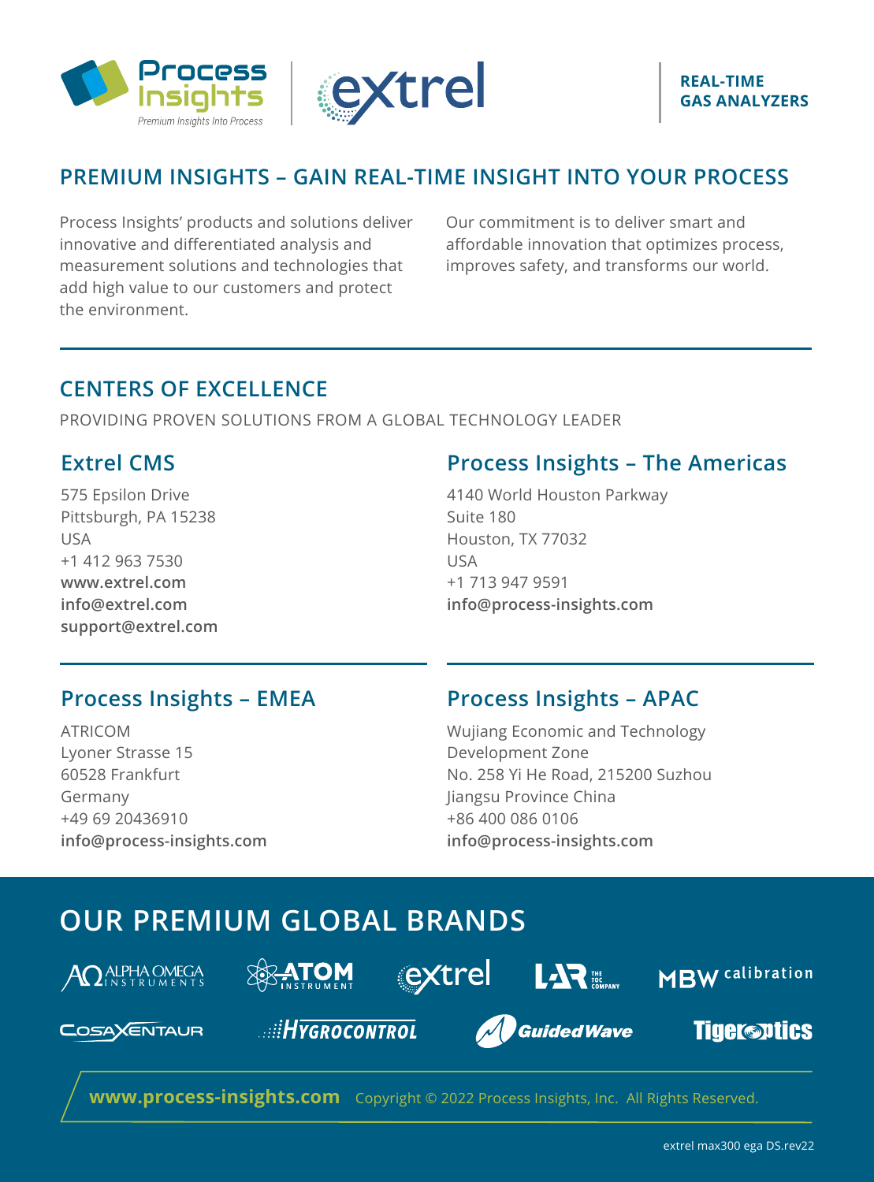REAL-TIME GAS ANALYZERS

## PREMIUM INSIGHTS – GAIN REAL-TIME INSIGHT INTO YOUR PROCESS

Process Insights' products and solutions deliver innovative and differentiated analysis and measurement solutions and technologies that add high value to our customers and protect the environment.

Our commitment is to deliver smart and affordable innovation that optimizes process, improves safety, and transforms our world.

## CENTERS OF EXCELLENCE

PROVIDING PROVEN SOLUTIONS FROM A GLOBAL TECHNOLOGY LEADER

### Extrel CMS

575 Epsilon Drive
Pittsburgh, PA 15238
USA
+1 412 963 7530
**www.extrel.com**
**info@extrel.com**
**support@extrel.com**

### Process Insights – The Americas

4140 World Houston Parkway
Suite 180
Houston, TX 77032
USA
+1 713 947 9591
**info@process-insights.com**

### Process Insights – EMEA

ATRICOM
Lyoner Strasse 15
60528 Frankfurt
Germany
+49 69 20436910
**info@process-insights.com**

### Process Insights – APAC

Wujiang Economic and Technology Development Zone
No. 258 Yi He Road, 215200 Suzhou
Jiangsu Province China
+86 400 086 0106
**info@process-insights.com**

## OUR PREMIUM GLOBAL BRANDS

Alpha Omega Instruments, ATOM Instrument, extrel, LAR The TOC Company, MBW calibration, COSA Xentaur, Hygrocontrol, Guided Wave, Tiger Optics

**www.process-insights.com** Copyright © 2022 Process Insights, Inc. All Rights Reserved.

extrel max300 ega DS.rev22